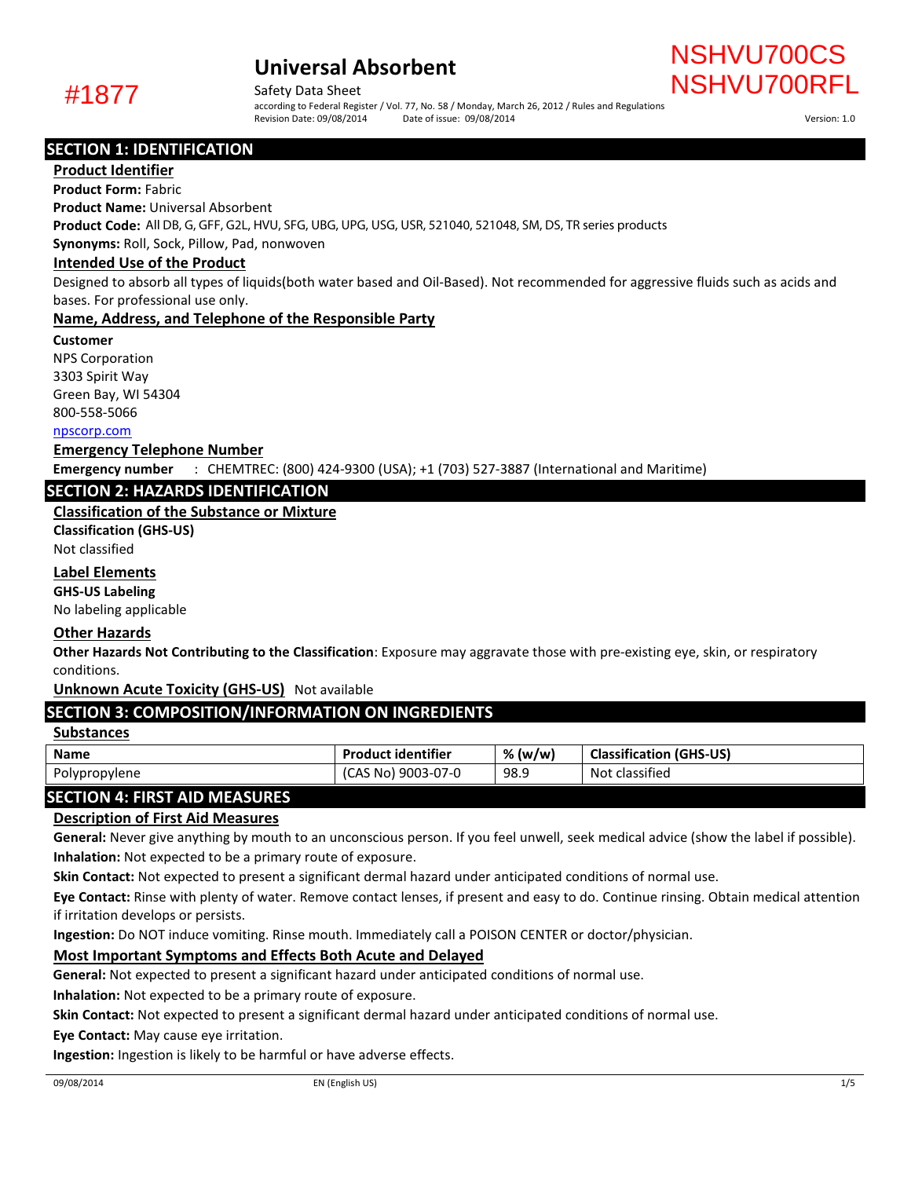#1877

# Universal Absorbent

NSHVU700CS
NSHVU700RFL

Safety Data Sheet

according to Federal Register / Vol. 77, No. 58 / Monday, March 26, 2012 / Rules and Regulations

Revision Date: 09/08/2014 Date of issue: 09/08/2014 Version: 1.0

## SECTION 1: IDENTIFICATION

### Product Identifier

**Product Form:** Fabric

**Product Name:** Universal Absorbent

**Product Code:** All DB, G, GFF, G2L, HVU, SFG, UBG, UPG, USG, USR, 521040, 521048, SM, DS, TR series products

**Synonyms:** Roll, Sock, Pillow, Pad, nonwoven

### Intended Use of the Product

Designed to absorb all types of liquids(both water based and Oil-Based). Not recommended for aggressive fluids such as acids and bases. For professional use only.

### Name, Address, and Telephone of the Responsible Party

**Customer**

NPS Corporation
3303 Spirit Way
Green Bay, WI 54304
800-558-5066
npscorp.com

### Emergency Telephone Number

**Emergency number** : CHEMTREC: (800) 424-9300 (USA); +1 (703) 527-3887 (International and Maritime)

## SECTION 2: HAZARDS IDENTIFICATION

### Classification of the Substance or Mixture

**Classification (GHS-US)**

Not classified

### Label Elements

**GHS-US Labeling**

No labeling applicable

### Other Hazards

**Other Hazards Not Contributing to the Classification**: Exposure may aggravate those with pre-existing eye, skin, or respiratory conditions.

**Unknown Acute Toxicity (GHS-US)** Not available

## SECTION 3: COMPOSITION/INFORMATION ON INGREDIENTS

### Substances

| Name | Product identifier | % (w/w) | Classification (GHS-US) |
|---|---|---|---|
| Polypropylene | (CAS No) 9003-07-0 | 98.9 | Not classified |

## SECTION 4: FIRST AID MEASURES

### Description of First Aid Measures

**General:** Never give anything by mouth to an unconscious person. If you feel unwell, seek medical advice (show the label if possible).

**Inhalation:** Not expected to be a primary route of exposure.

**Skin Contact:** Not expected to present a significant dermal hazard under anticipated conditions of normal use.

**Eye Contact:** Rinse with plenty of water. Remove contact lenses, if present and easy to do. Continue rinsing. Obtain medical attention if irritation develops or persists.

**Ingestion:** Do NOT induce vomiting. Rinse mouth. Immediately call a POISON CENTER or doctor/physician.

### Most Important Symptoms and Effects Both Acute and Delayed

**General:** Not expected to present a significant hazard under anticipated conditions of normal use.

**Inhalation:** Not expected to be a primary route of exposure.

**Skin Contact:** Not expected to present a significant dermal hazard under anticipated conditions of normal use.

**Eye Contact:** May cause eye irritation.

**Ingestion:** Ingestion is likely to be harmful or have adverse effects.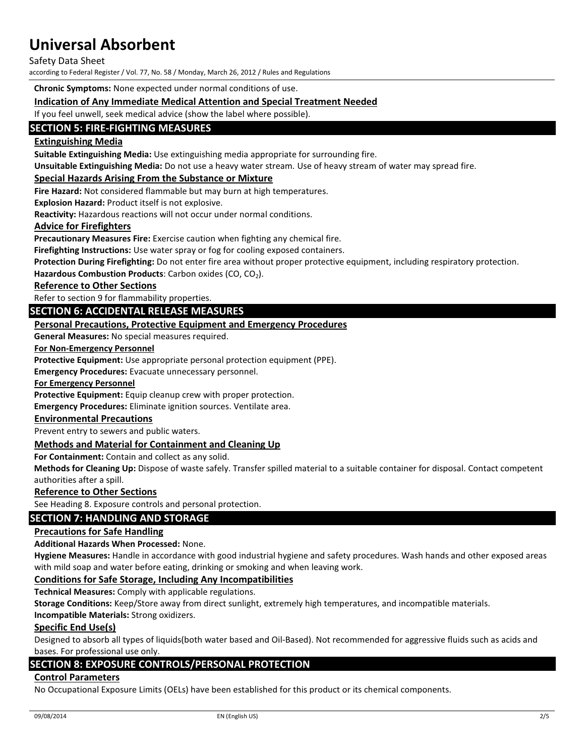**Chronic Symptoms:** None expected under normal conditions of use.

### Indication of Any Immediate Medical Attention and Special Treatment Needed

If you feel unwell, seek medical advice (show the label where possible).

## SECTION 5: FIRE-FIGHTING MEASURES

### Extinguishing Media

**Suitable Extinguishing Media:** Use extinguishing media appropriate for surrounding fire.

**Unsuitable Extinguishing Media:** Do not use a heavy water stream. Use of heavy stream of water may spread fire.

### Special Hazards Arising From the Substance or Mixture

**Fire Hazard:** Not considered flammable but may burn at high temperatures.

**Explosion Hazard:** Product itself is not explosive.

**Reactivity:** Hazardous reactions will not occur under normal conditions.

### Advice for Firefighters

**Precautionary Measures Fire:** Exercise caution when fighting any chemical fire.

**Firefighting Instructions:** Use water spray or fog for cooling exposed containers.

**Protection During Firefighting:** Do not enter fire area without proper protective equipment, including respiratory protection.

**Hazardous Combustion Products**: Carbon oxides (CO, $CO_2$).

### Reference to Other Sections

Refer to section 9 for flammability properties.

## SECTION 6: ACCIDENTAL RELEASE MEASURES

### Personal Precautions, Protective Equipment and Emergency Procedures

**General Measures:** No special measures required.

**For Non-Emergency Personnel**

**Protective Equipment:** Use appropriate personal protection equipment (PPE).

**Emergency Procedures:** Evacuate unnecessary personnel.

**For Emergency Personnel**

**Protective Equipment:** Equip cleanup crew with proper protection.

**Emergency Procedures:** Eliminate ignition sources. Ventilate area.

### Environmental Precautions

Prevent entry to sewers and public waters.

### Methods and Material for Containment and Cleaning Up

**For Containment:** Contain and collect as any solid.

**Methods for Cleaning Up:** Dispose of waste safely. Transfer spilled material to a suitable container for disposal. Contact competent authorities after a spill.

### Reference to Other Sections

See Heading 8. Exposure controls and personal protection.

## SECTION 7: HANDLING AND STORAGE

### Precautions for Safe Handling

**Additional Hazards When Processed:** None.

**Hygiene Measures:** Handle in accordance with good industrial hygiene and safety procedures. Wash hands and other exposed areas with mild soap and water before eating, drinking or smoking and when leaving work.

### Conditions for Safe Storage, Including Any Incompatibilities

**Technical Measures:** Comply with applicable regulations.

**Storage Conditions:** Keep/Store away from direct sunlight, extremely high temperatures, and incompatible materials.

**Incompatible Materials:** Strong oxidizers.

### Specific End Use(s)

Designed to absorb all types of liquids(both water based and Oil-Based). Not recommended for aggressive fluids such as acids and bases. For professional use only.

## SECTION 8: EXPOSURE CONTROLS/PERSONAL PROTECTION

### Control Parameters

No Occupational Exposure Limits (OELs) have been established for this product or its chemical components.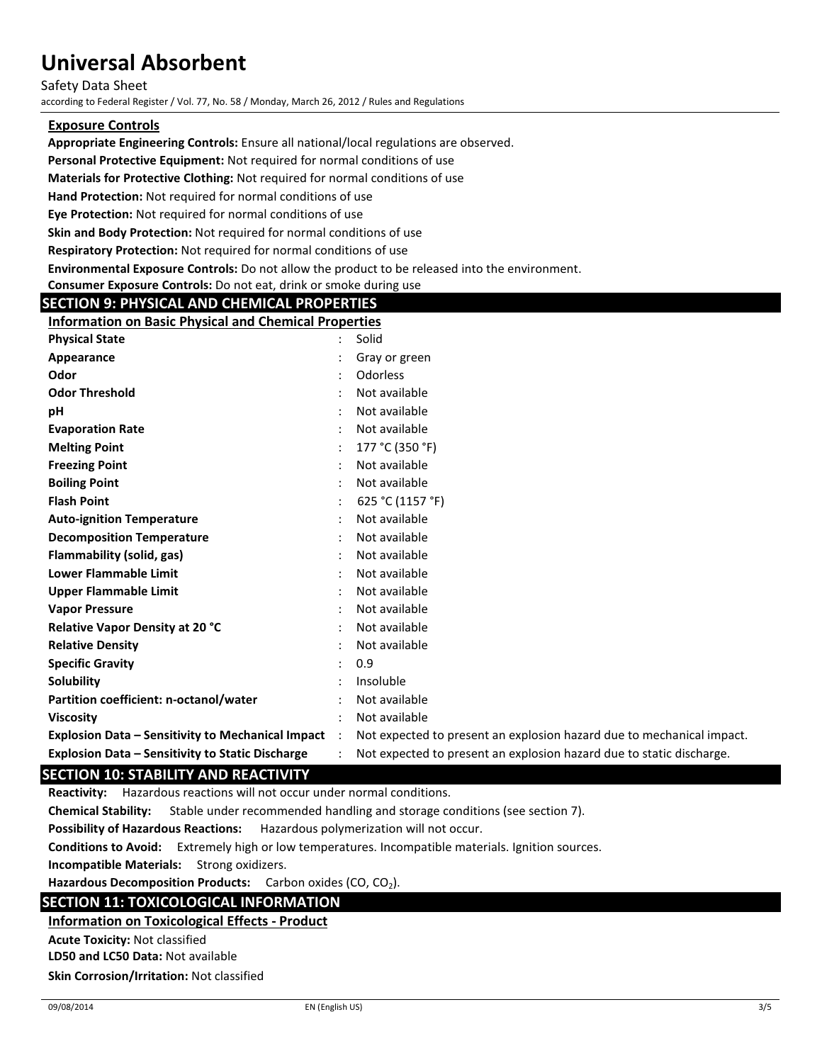### Exposure Controls

**Appropriate Engineering Controls:** Ensure all national/local regulations are observed.

**Personal Protective Equipment:** Not required for normal conditions of use

**Materials for Protective Clothing:** Not required for normal conditions of use

**Hand Protection:** Not required for normal conditions of use

**Eye Protection:** Not required for normal conditions of use

**Skin and Body Protection:** Not required for normal conditions of use

**Respiratory Protection:** Not required for normal conditions of use

**Environmental Exposure Controls:** Do not allow the product to be released into the environment.

**Consumer Exposure Controls:** Do not eat, drink or smoke during use

## SECTION 9: PHYSICAL AND CHEMICAL PROPERTIES

### Information on Basic Physical and Chemical Properties

| | | |
|---|---|---|
| **Physical State** | : | Solid |
| **Appearance** | : | Gray or green |
| **Odor** | : | Odorless |
| **Odor Threshold** | : | Not available |
| **pH** | : | Not available |
| **Evaporation Rate** | : | Not available |
| **Melting Point** | : | 177 °C (350 °F) |
| **Freezing Point** | : | Not available |
| **Boiling Point** | : | Not available |
| **Flash Point** | : | 625 °C (1157 °F) |
| **Auto-ignition Temperature** | : | Not available |
| **Decomposition Temperature** | : | Not available |
| **Flammability (solid, gas)** | : | Not available |
| **Lower Flammable Limit** | : | Not available |
| **Upper Flammable Limit** | : | Not available |
| **Vapor Pressure** | : | Not available |
| **Relative Vapor Density at 20 °C** | : | Not available |
| **Relative Density** | : | Not available |
| **Specific Gravity** | : | 0.9 |
| **Solubility** | : | Insoluble |
| **Partition coefficient: n-octanol/water** | : | Not available |
| **Viscosity** | : | Not available |
| **Explosion Data – Sensitivity to Mechanical Impact** | : | Not expected to present an explosion hazard due to mechanical impact. |
| **Explosion Data – Sensitivity to Static Discharge** | : | Not expected to present an explosion hazard due to static discharge. |

## SECTION 10: STABILITY AND REACTIVITY

**Reactivity:** Hazardous reactions will not occur under normal conditions.

**Chemical Stability:** Stable under recommended handling and storage conditions (see section 7).

**Possibility of Hazardous Reactions:** Hazardous polymerization will not occur.

**Conditions to Avoid:** Extremely high or low temperatures. Incompatible materials. Ignition sources.

**Incompatible Materials:** Strong oxidizers.

**Hazardous Decomposition Products:** Carbon oxides (CO, $CO_2$).

## SECTION 11: TOXICOLOGICAL INFORMATION

### Information on Toxicological Effects - Product

**Acute Toxicity:** Not classified

**LD50 and LC50 Data:** Not available

**Skin Corrosion/Irritation:** Not classified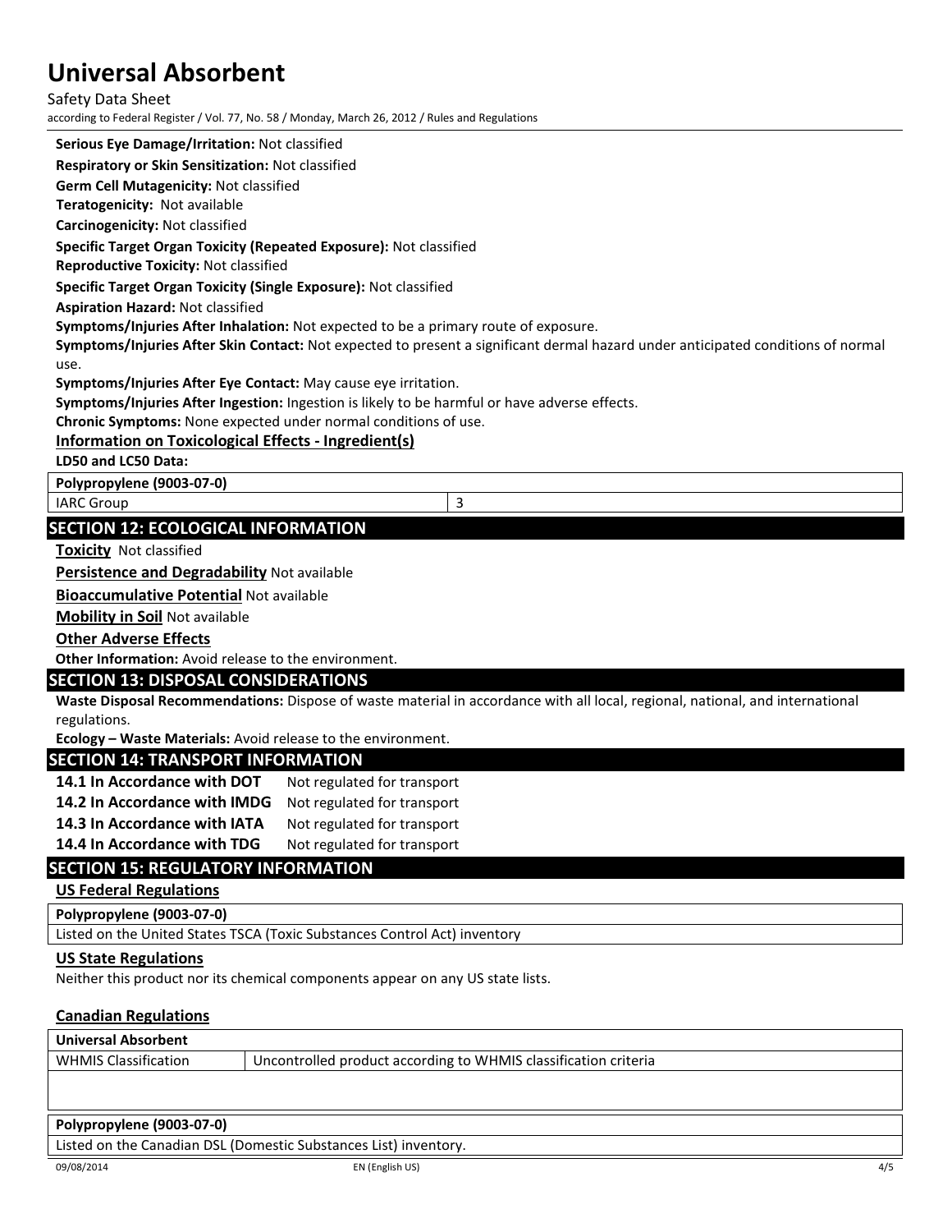**Serious Eye Damage/Irritation:** Not classified

**Respiratory or Skin Sensitization:** Not classified

**Germ Cell Mutagenicity:** Not classified

**Teratogenicity:** Not available

**Carcinogenicity:** Not classified

**Specific Target Organ Toxicity (Repeated Exposure):** Not classified

**Reproductive Toxicity:** Not classified

**Specific Target Organ Toxicity (Single Exposure):** Not classified

**Aspiration Hazard:** Not classified

**Symptoms/Injuries After Inhalation:** Not expected to be a primary route of exposure.

**Symptoms/Injuries After Skin Contact:** Not expected to present a significant dermal hazard under anticipated conditions of normal use.

**Symptoms/Injuries After Eye Contact:** May cause eye irritation.

**Symptoms/Injuries After Ingestion:** Ingestion is likely to be harmful or have adverse effects.

**Chronic Symptoms:** None expected under normal conditions of use.

**Information on Toxicological Effects - Ingredient(s)**

**LD50 and LC50 Data:**

| **Polypropylene (9003-07-0)** | |
|---|---|
| IARC Group | 3 |

## SECTION 12: ECOLOGICAL INFORMATION

**Toxicity** Not classified

**Persistence and Degradability** Not available

**Bioaccumulative Potential** Not available

**Mobility in Soil** Not available

**Other Adverse Effects**

**Other Information:** Avoid release to the environment.

## SECTION 13: DISPOSAL CONSIDERATIONS

**Waste Disposal Recommendations:** Dispose of waste material in accordance with all local, regional, national, and international regulations.

**Ecology – Waste Materials:** Avoid release to the environment.

## SECTION 14: TRANSPORT INFORMATION

**14.1 In Accordance with DOT** Not regulated for transport

**14.2 In Accordance with IMDG** Not regulated for transport

**14.3 In Accordance with IATA** Not regulated for transport

**14.4 In Accordance with TDG** Not regulated for transport

## SECTION 15: REGULATORY INFORMATION

**US Federal Regulations**

| **Polypropylene (9003-07-0)** |
|---|
| Listed on the United States TSCA (Toxic Substances Control Act) inventory |

**US State Regulations**

Neither this product nor its chemical components appear on any US state lists.

**Canadian Regulations**

| **Universal Absorbent** | |
|---|---|
| WHMIS Classification | Uncontrolled product according to WHMIS classification criteria |
| | |

| **Polypropylene (9003-07-0)** |
|---|
| Listed on the Canadian DSL (Domestic Substances List) inventory. |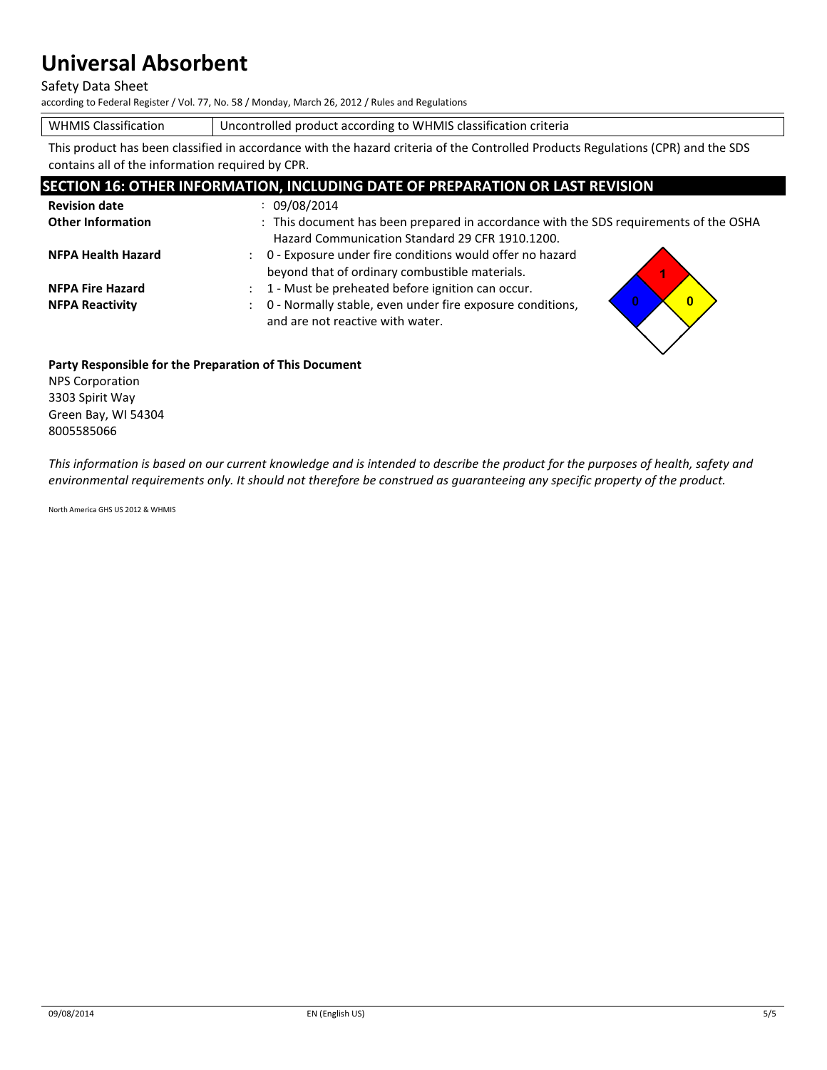| | |
|---|---|
| WHMIS Classification | Uncontrolled product according to WHMIS classification criteria |

This product has been classified in accordance with the hazard criteria of the Controlled Products Regulations (CPR) and the SDS contains all of the information required by CPR.

## SECTION 16: OTHER INFORMATION, INCLUDING DATE OF PREPARATION OR LAST REVISION

**Revision date** : 09/08/2014

**Other Information** : This document has been prepared in accordance with the SDS requirements of the OSHA Hazard Communication Standard 29 CFR 1910.1200.

**NFPA Health Hazard** : 0 - Exposure under fire conditions would offer no hazard beyond that of ordinary combustible materials.

**NFPA Fire Hazard** : 1 - Must be preheated before ignition can occur.

**NFPA Reactivity** : 0 - Normally stable, even under fire exposure conditions, and are not reactive with water.

1

0 0

**Party Responsible for the Preparation of This Document**

NPS Corporation
3303 Spirit Way
Green Bay, WI 54304
8005585066

*This information is based on our current knowledge and is intended to describe the product for the purposes of health, safety and environmental requirements only. It should not therefore be construed as guaranteeing any specific property of the product.*

North America GHS US 2012 & WHMIS